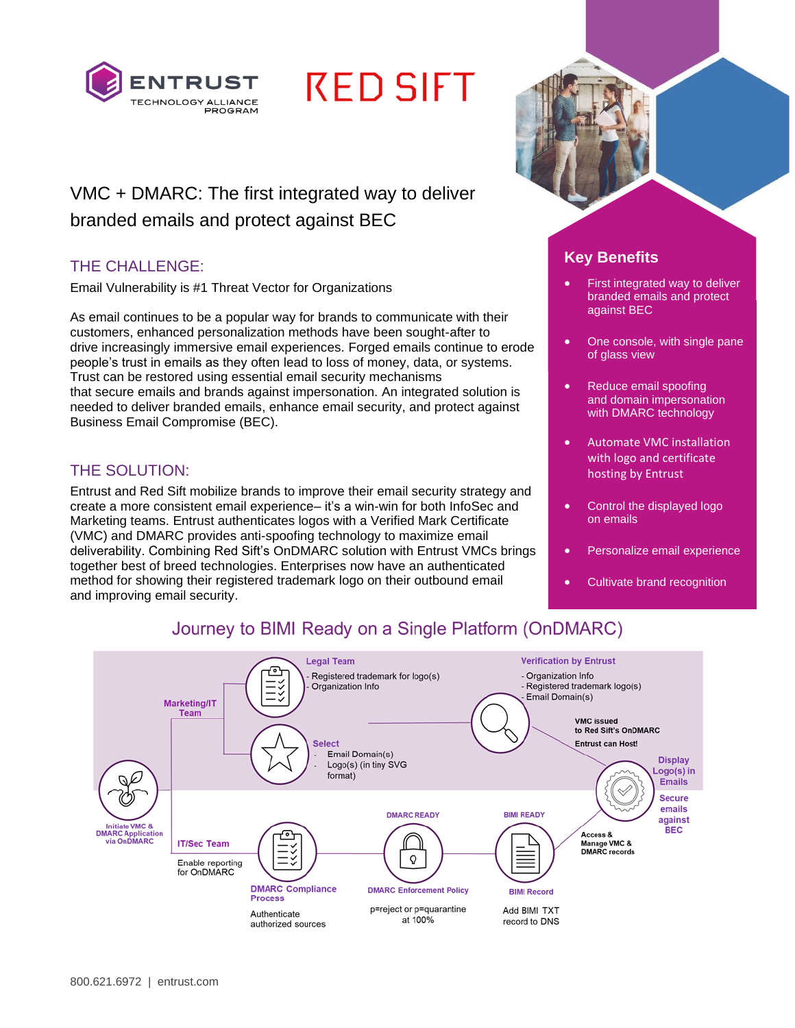ENTRUST TECHNOLOGY ALLIANCE PROGRAM

RED SIFT

# VMC + DMARC: The first integrated way to deliver branded emails and protect against BEC

## THE CHALLENGE:

Email Vulnerability is #1 Threat Vector for Organizations

As email continues to be a popular way for brands to communicate with their customers, enhanced personalization methods have been sought-after to drive increasingly immersive email experiences. Forged emails continue to erode people's trust in emails as they often lead to loss of money, data, or systems. Trust can be restored using essential email security mechanisms that secure emails and brands against impersonation. An integrated solution is needed to deliver branded emails, enhance email security, and protect against Business Email Compromise (BEC).

## THE SOLUTION:

Entrust and Red Sift mobilize brands to improve their email security strategy and create a more consistent email experience– it's a win-win for both InfoSec and Marketing teams. Entrust authenticates logos with a Verified Mark Certificate (VMC) and DMARC provides anti-spoofing technology to maximize email deliverability. Combining Red Sift's OnDMARC solution with Entrust VMCs brings together best of breed technologies. Enterprises now have an authenticated method for showing their registered trademark logo on their outbound email and improving email security.

## Key Benefits

- First integrated way to deliver branded emails and protect against BEC
- One console, with single pane of glass view
- Reduce email spoofing and domain impersonation with DMARC technology
- Automate VMC installation with logo and certificate hosting by Entrust
- Control the displayed logo on emails
- Personalize email experience
- Cultivate brand recognition

## Journey to BIMI Ready on a Single Platform (OnDMARC)

**Initiate VMC & DMARC Application via OnDMARC**

**Marketing/IT Team**

**Legal Team**
- Registered trademark for logo(s)
- Organization Info

**Select**
- Email Domain(s)
- Logo(s) (in tiny SVG format)

**Verification by Entrust**
- Organization Info
- Registered trademark logo(s)
- Email Domain(s)

VMC issued to Red Sift's OnDMARC

Entrust can Host!

**Display Logo(s) in Emails**

**Secure emails against BEC**

**IT/Sec Team**

Enable reporting for OnDMARC

**DMARC Compliance Process**

Authenticate authorized sources

**DMARC READY**

**DMARC Enforcement Policy**

p=reject or p=quarantine at 100%

**BIMI READY**

**BIMI Record**

Add BIMI TXT record to DNS

Access & Manage VMC & DMARC records

800.621.6972 | entrust.com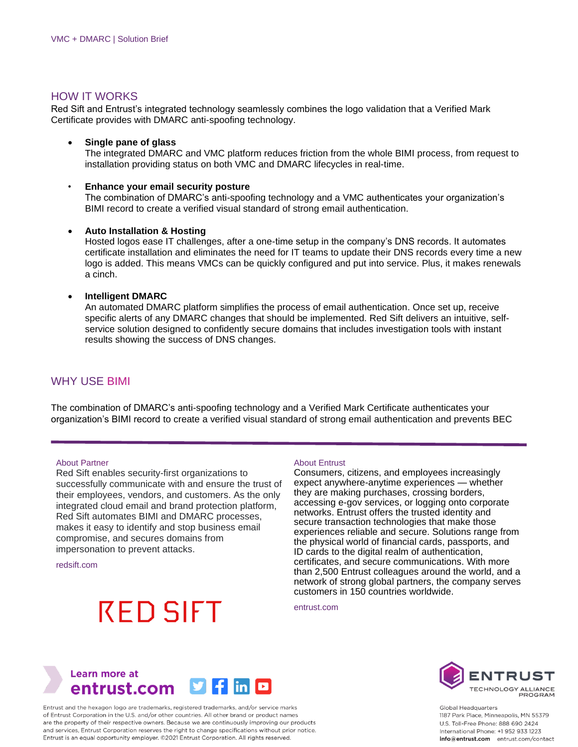## HOW IT WORKS

Red Sift and Entrust's integrated technology seamlessly combines the logo validation that a Verified Mark Certificate provides with DMARC anti-spoofing technology.

- **Single pane of glass**
  The integrated DMARC and VMC platform reduces friction from the whole BIMI process, from request to installation providing status on both VMC and DMARC lifecycles in real-time.

- **Enhance your email security posture**
  The combination of DMARC's anti-spoofing technology and a VMC authenticates your organization's BIMI record to create a verified visual standard of strong email authentication.

- **Auto Installation & Hosting**
  Hosted logos ease IT challenges, after a one-time setup in the company's DNS records. It automates certificate installation and eliminates the need for IT teams to update their DNS records every time a new logo is added. This means VMCs can be quickly configured and put into service. Plus, it makes renewals a cinch.

- **Intelligent DMARC**
  An automated DMARC platform simplifies the process of email authentication. Once set up, receive specific alerts of any DMARC changes that should be implemented. Red Sift delivers an intuitive, self-service solution designed to confidently secure domains that includes investigation tools with instant results showing the success of DNS changes.

## WHY USE BIMI

The combination of DMARC's anti-spoofing technology and a Verified Mark Certificate authenticates your organization's BIMI record to create a verified visual standard of strong email authentication and prevents BEC

### About Partner

Red Sift enables security-first organizations to successfully communicate with and ensure the trust of their employees, vendors, and customers. As the only integrated cloud email and brand protection platform, Red Sift automates BIMI and DMARC processes, makes it easy to identify and stop business email compromise, and secures domains from impersonation to prevent attacks.

redsift.com

RED SIFT

### About Entrust

Consumers, citizens, and employees increasingly expect anywhere-anytime experiences — whether they are making purchases, crossing borders, accessing e-gov services, or logging onto corporate networks. Entrust offers the trusted identity and secure transaction technologies that make those experiences reliable and secure. Solutions range from the physical world of financial cards, passports, and ID cards to the digital realm of authentication, certificates, and secure communications. With more than 2,500 Entrust colleagues around the world, and a network of strong global partners, the company serves customers in 150 countries worldwide.

entrust.com

Learn more at **entrust.com**

ENTRUST TECHNOLOGY ALLIANCE PROGRAM

Entrust and the hexagon logo are trademarks, registered trademarks, and/or service marks of Entrust Corporation in the U.S. and/or other countries. All other brand or product names are the property of their respective owners. Because we are continuously improving our products and services, Entrust Corporation reserves the right to change specifications without prior notice. Entrust is an equal opportunity employer. ©2021 Entrust Corporation. All rights reserved.

Global Headquarters
1187 Park Place, Minneapolis, MN 55379
U.S. Toll-Free Phone: 888 690 2424
International Phone: +1 952 933 1223
**info@entrust.com** entrust.com/contact